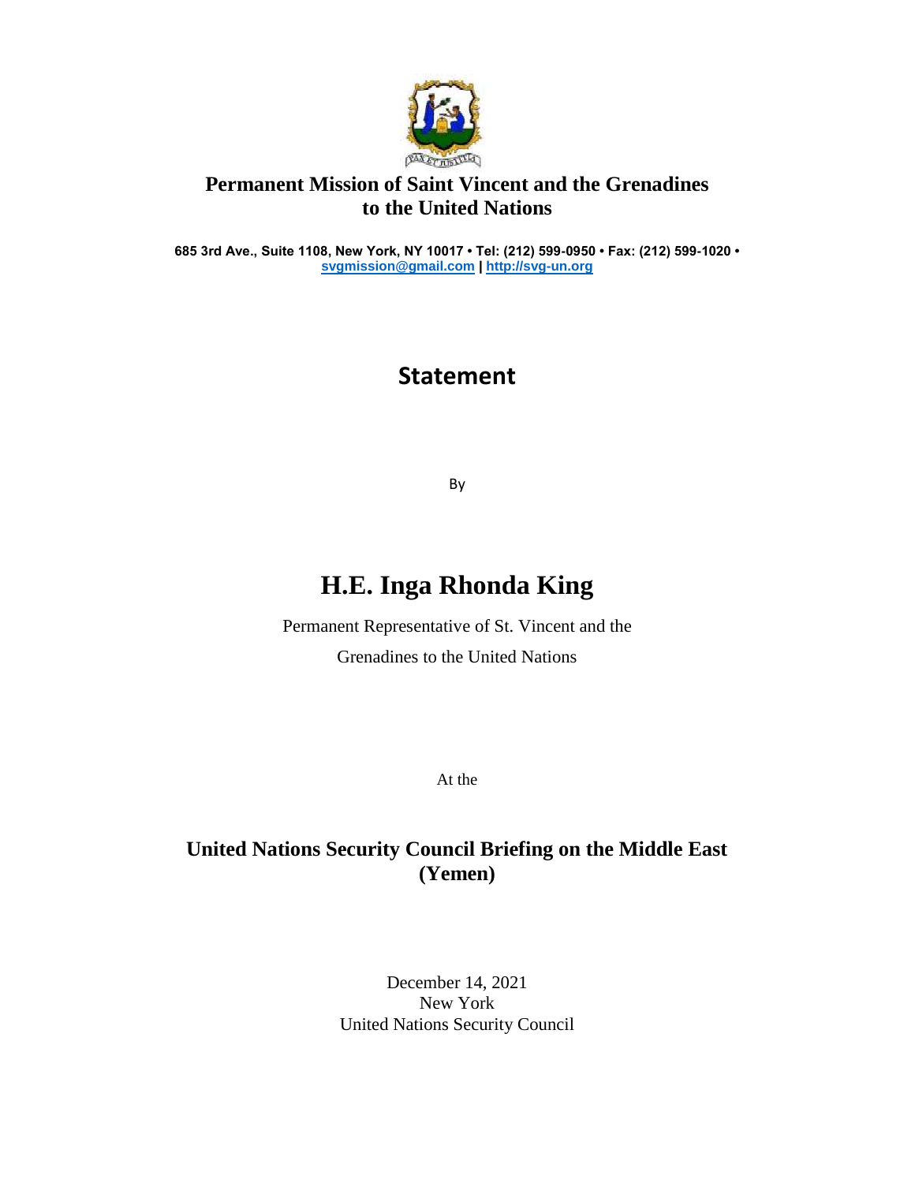**Permanent Mission of Saint Vincent and the Grenadines to the United Nations**

**685 3rd Ave., Suite 1108, New York, NY 10017 • Tel: (212) 599-0950 • Fax: (212) 599-1020 • [svgmission@gmail.com](mailto:svgmission@gmail.com) | [http://svg-un.org](http://svg-un.org)**

## Statement

By

# H.E. Inga Rhonda King

Permanent Representative of St. Vincent and the Grenadines to the United Nations

At the

**United Nations Security Council Briefing on the Middle East (Yemen)**

December 14, 2021
New York
United Nations Security Council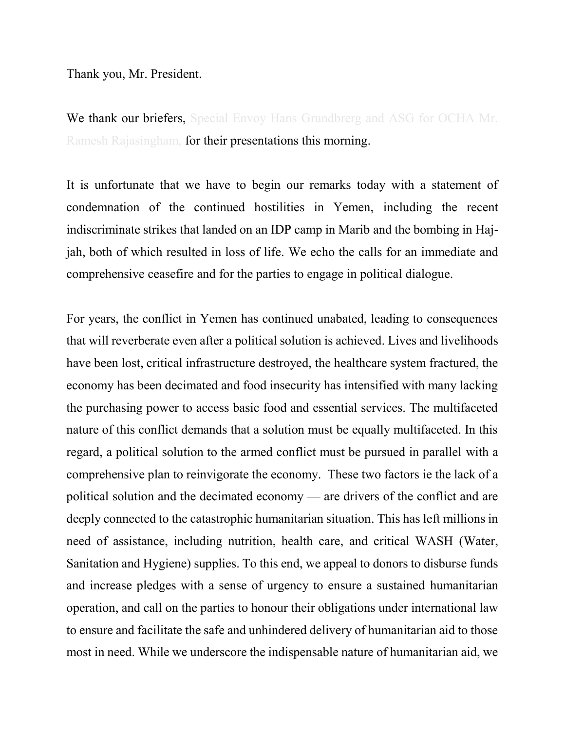Thank you, Mr. President.

We thank our briefers, Special Envoy Hans Grundbrerg and ASG for OCHA Mr. Ramesh Rajasingham, for their presentations this morning.

It is unfortunate that we have to begin our remarks today with a statement of condemnation of the continued hostilities in Yemen, including the recent indiscriminate strikes that landed on an IDP camp in Marib and the bombing in Haj-jah, both of which resulted in loss of life. We echo the calls for an immediate and comprehensive ceasefire and for the parties to engage in political dialogue.

For years, the conflict in Yemen has continued unabated, leading to consequences that will reverberate even after a political solution is achieved. Lives and livelihoods have been lost, critical infrastructure destroyed, the healthcare system fractured, the economy has been decimated and food insecurity has intensified with many lacking the purchasing power to access basic food and essential services. The multifaceted nature of this conflict demands that a solution must be equally multifaceted. In this regard, a political solution to the armed conflict must be pursued in parallel with a comprehensive plan to reinvigorate the economy. These two factors ie the lack of a political solution and the decimated economy — are drivers of the conflict and are deeply connected to the catastrophic humanitarian situation. This has left millions in need of assistance, including nutrition, health care, and critical WASH (Water, Sanitation and Hygiene) supplies. To this end, we appeal to donors to disburse funds and increase pledges with a sense of urgency to ensure a sustained humanitarian operation, and call on the parties to honour their obligations under international law to ensure and facilitate the safe and unhindered delivery of humanitarian aid to those most in need. While we underscore the indispensable nature of humanitarian aid, we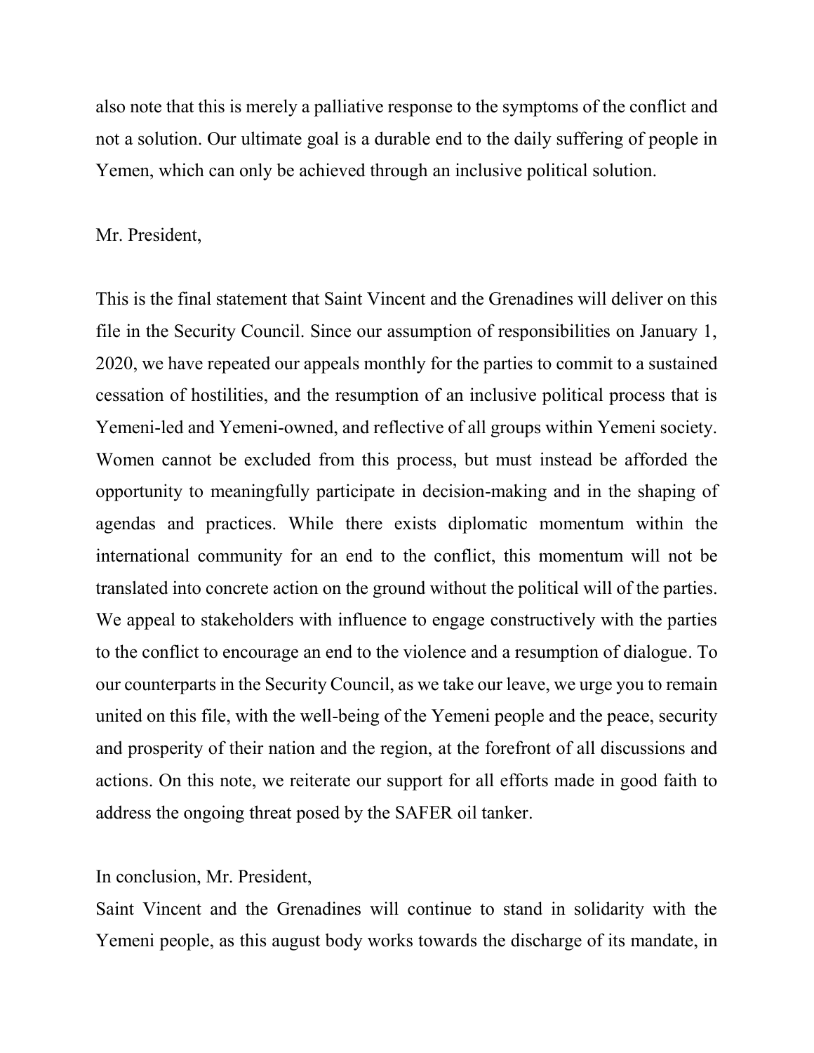also note that this is merely a palliative response to the symptoms of the conflict and not a solution. Our ultimate goal is a durable end to the daily suffering of people in Yemen, which can only be achieved through an inclusive political solution.

Mr. President,

This is the final statement that Saint Vincent and the Grenadines will deliver on this file in the Security Council. Since our assumption of responsibilities on January 1, 2020, we have repeated our appeals monthly for the parties to commit to a sustained cessation of hostilities, and the resumption of an inclusive political process that is Yemeni-led and Yemeni-owned, and reflective of all groups within Yemeni society. Women cannot be excluded from this process, but must instead be afforded the opportunity to meaningfully participate in decision-making and in the shaping of agendas and practices. While there exists diplomatic momentum within the international community for an end to the conflict, this momentum will not be translated into concrete action on the ground without the political will of the parties. We appeal to stakeholders with influence to engage constructively with the parties to the conflict to encourage an end to the violence and a resumption of dialogue. To our counterparts in the Security Council, as we take our leave, we urge you to remain united on this file, with the well-being of the Yemeni people and the peace, security and prosperity of their nation and the region, at the forefront of all discussions and actions. On this note, we reiterate our support for all efforts made in good faith to address the ongoing threat posed by the SAFER oil tanker.

In conclusion, Mr. President,

Saint Vincent and the Grenadines will continue to stand in solidarity with the Yemeni people, as this august body works towards the discharge of its mandate, in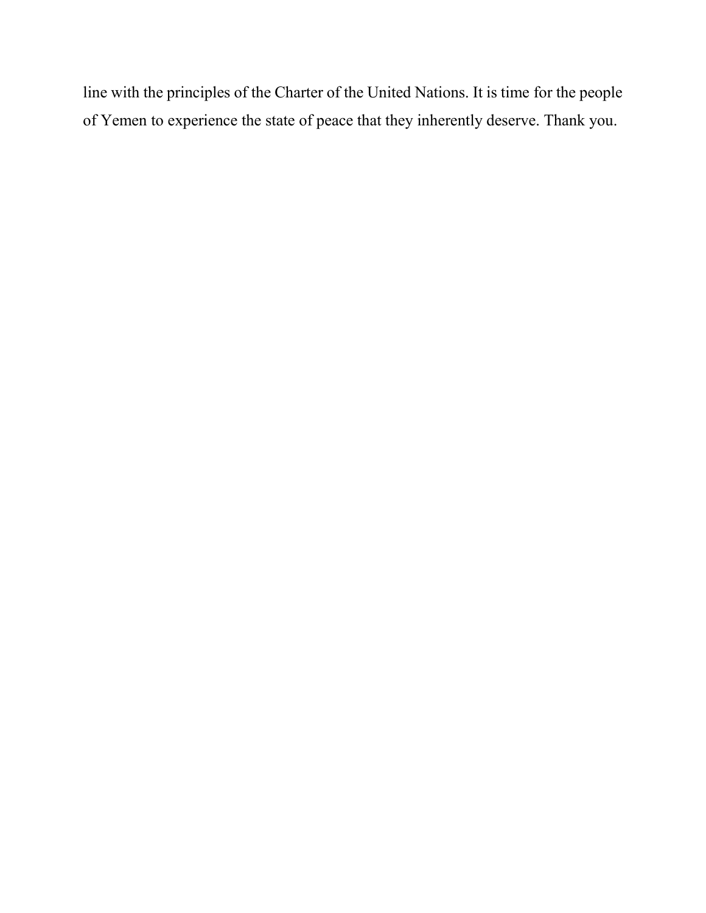line with the principles of the Charter of the United Nations. It is time for the people of Yemen to experience the state of peace that they inherently deserve. Thank you.